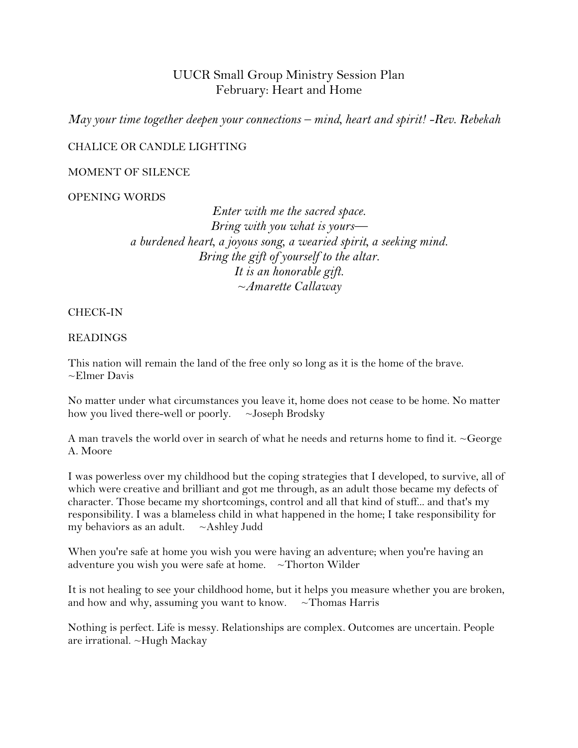# UUCR Small Group Ministry Session Plan
## February: Heart and Home

*May your time together deepen your connections – mind, heart and spirit! -Rev. Rebekah*

CHALICE OR CANDLE LIGHTING

MOMENT OF SILENCE

OPENING WORDS

*Enter with me the sacred space.*
*Bring with you what is yours—*
*a burdened heart, a joyous song, a wearied spirit, a seeking mind.*
*Bring the gift of yourself to the altar.*
*It is an honorable gift.*
*~Amarette Callaway*

CHECK-IN

READINGS

This nation will remain the land of the free only so long as it is the home of the brave. ~Elmer Davis

No matter under what circumstances you leave it, home does not cease to be home. No matter how you lived there-well or poorly. ~Joseph Brodsky

A man travels the world over in search of what he needs and returns home to find it. ~George A. Moore

I was powerless over my childhood but the coping strategies that I developed, to survive, all of which were creative and brilliant and got me through, as an adult those became my defects of character. Those became my shortcomings, control and all that kind of stuff... and that's my responsibility. I was a blameless child in what happened in the home; I take responsibility for my behaviors as an adult. ~Ashley Judd

When you're safe at home you wish you were having an adventure; when you're having an adventure you wish you were safe at home. ~Thorton Wilder

It is not healing to see your childhood home, but it helps you measure whether you are broken, and how and why, assuming you want to know. ~Thomas Harris

Nothing is perfect. Life is messy. Relationships are complex. Outcomes are uncertain. People are irrational. ~Hugh Mackay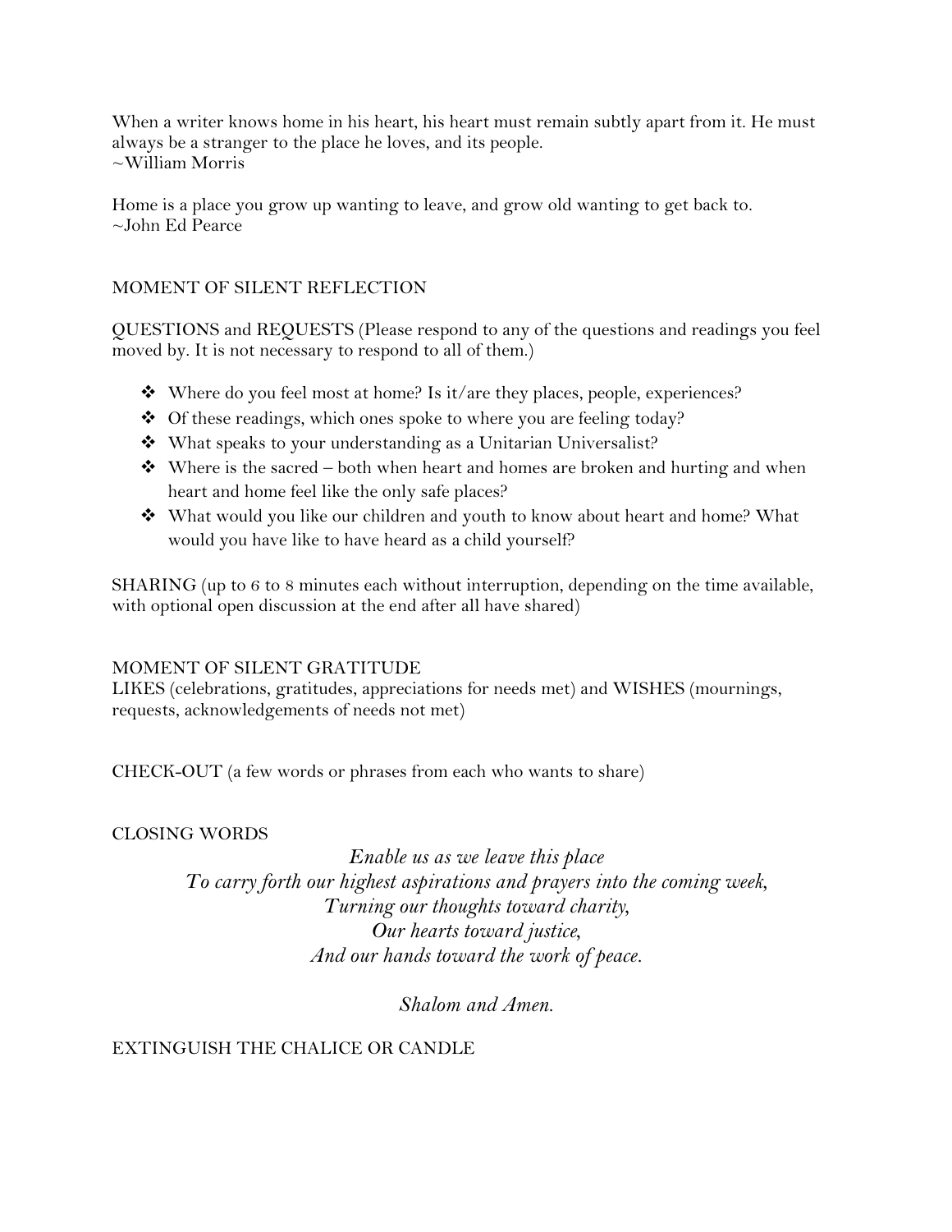When a writer knows home in his heart, his heart must remain subtly apart from it. He must always be a stranger to the place he loves, and its people.
~William Morris

Home is a place you grow up wanting to leave, and grow old wanting to get back to.
~John Ed Pearce

MOMENT OF SILENT REFLECTION

QUESTIONS and REQUESTS (Please respond to any of the questions and readings you feel moved by. It is not necessary to respond to all of them.)

- Where do you feel most at home? Is it/are they places, people, experiences?
- Of these readings, which ones spoke to where you are feeling today?
- What speaks to your understanding as a Unitarian Universalist?
- Where is the sacred – both when heart and homes are broken and hurting and when heart and home feel like the only safe places?
- What would you like our children and youth to know about heart and home? What would you have like to have heard as a child yourself?

SHARING (up to 6 to 8 minutes each without interruption, depending on the time available, with optional open discussion at the end after all have shared)

MOMENT OF SILENT GRATITUDE
LIKES (celebrations, gratitudes, appreciations for needs met) and WISHES (mournings, requests, acknowledgements of needs not met)

CHECK-OUT (a few words or phrases from each who wants to share)

CLOSING WORDS

*Enable us as we leave this place*
*To carry forth our highest aspirations and prayers into the coming week,*
*Turning our thoughts toward charity,*
*Our hearts toward justice,*
*And our hands toward the work of peace.*

*Shalom and Amen.*

EXTINGUISH THE CHALICE OR CANDLE